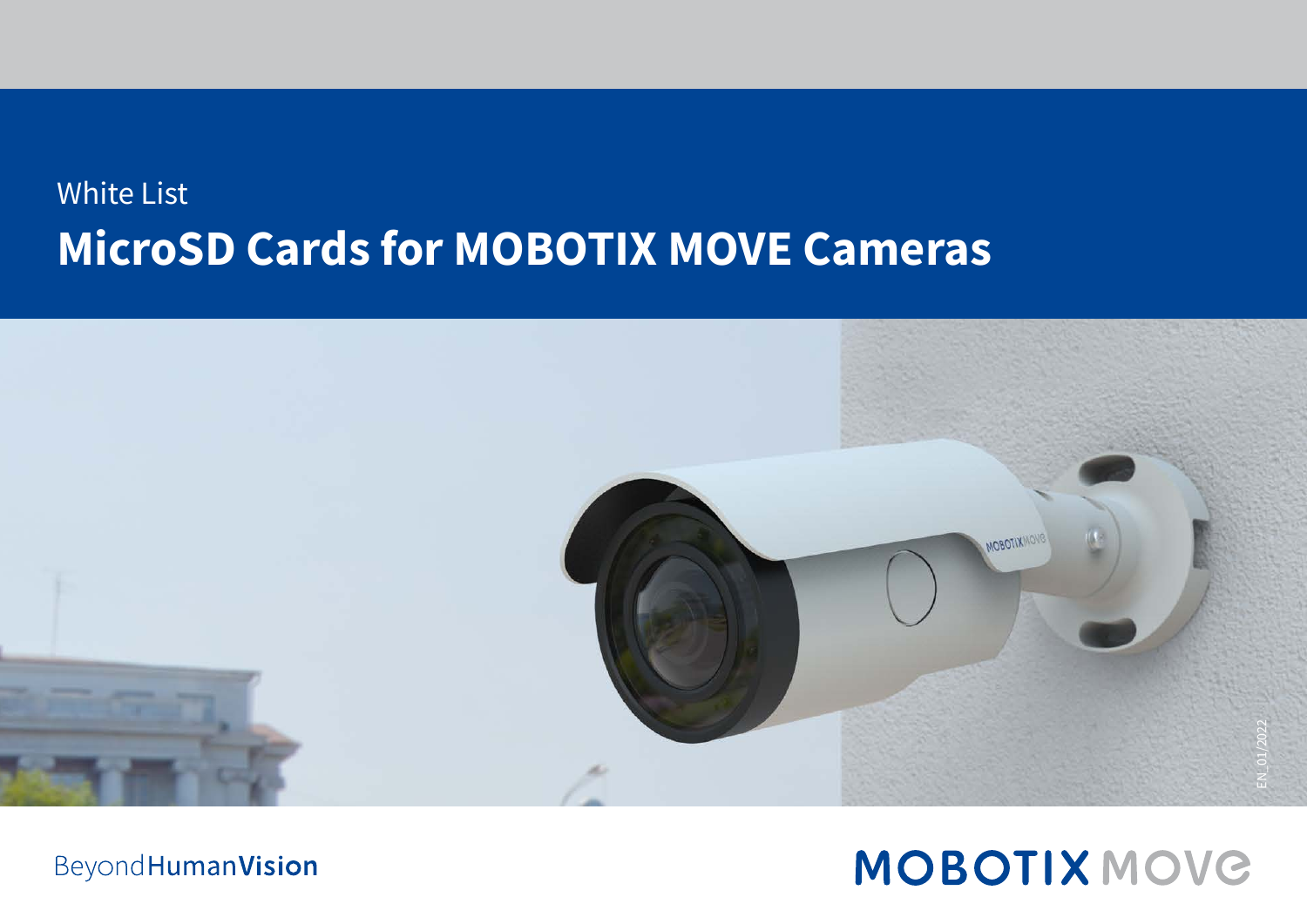White List

# MicroSD Cards for MOBOTIX MOVE Cameras

EN_01/2022

BeyondHumanVision

MOBOTIX MOVE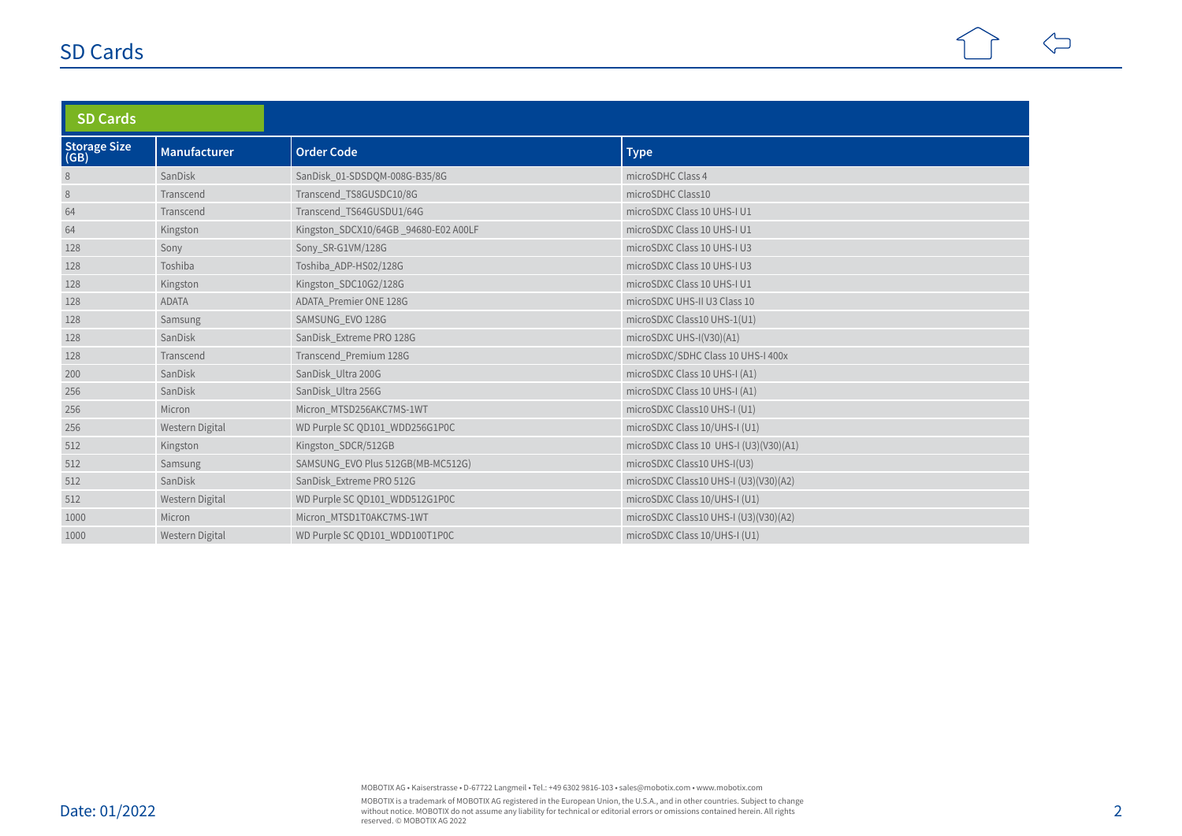# SD Cards

## SD Cards

| Storage Size (GB) | Manufacturer | Order Code | Type |
|---|---|---|---|
| 8 | SanDisk | SanDisk_01-SDSDQM-008G-B35/8G | microSDHC Class 4 |
| 8 | Transcend | Transcend_TS8GUSDC10/8G | microSDHC Class10 |
| 64 | Transcend | Transcend_TS64GUSDU1/64G | microSDXC Class 10 UHS-I U1 |
| 64 | Kingston | Kingston_SDCX10/64GB _94680-E02 A00LF | microSDXC Class 10 UHS-I U1 |
| 128 | Sony | Sony_SR-G1VM/128G | microSDXC Class 10 UHS-I U3 |
| 128 | Toshiba | Toshiba_ADP-HS02/128G | microSDXC Class 10 UHS-I U3 |
| 128 | Kingston | Kingston_SDC10G2/128G | microSDXC Class 10 UHS-I U1 |
| 128 | ADATA | ADATA_Premier ONE 128G | microSDXC UHS-II U3 Class 10 |
| 128 | Samsung | SAMSUNG_EVO 128G | microSDXC Class10 UHS-1(U1) |
| 128 | SanDisk | SanDisk_Extreme PRO 128G | microSDXC UHS-I(V30)(A1) |
| 128 | Transcend | Transcend_Premium 128G | microSDXC/SDHC Class 10 UHS-I 400x |
| 200 | SanDisk | SanDisk_Ultra 200G | microSDXC Class 10 UHS-I (A1) |
| 256 | SanDisk | SanDisk_Ultra 256G | microSDXC Class 10 UHS-I (A1) |
| 256 | Micron | Micron_MTSD256AKC7MS-1WT | microSDXC Class10 UHS-I (U1) |
| 256 | Western Digital | WD Purple SC QD101_WDD256G1P0C | microSDXC Class 10/UHS-I (U1) |
| 512 | Kingston | Kingston_SDCR/512GB | microSDXC Class 10 UHS-I (U3)(V30)(A1) |
| 512 | Samsung | SAMSUNG_EVO Plus 512GB(MB-MC512G) | microSDXC Class10 UHS-I(U3) |
| 512 | SanDisk | SanDisk_Extreme PRO 512G | microSDXC Class10 UHS-I (U3)(V30)(A2) |
| 512 | Western Digital | WD Purple SC QD101_WDD512G1P0C | microSDXC Class 10/UHS-I (U1) |
| 1000 | Micron | Micron_MTSD1T0AKC7MS-1WT | microSDXC Class10 UHS-I (U3)(V30)(A2) |
| 1000 | Western Digital | WD Purple SC QD101_WDD100T1P0C | microSDXC Class 10/UHS-I (U1) |

Date: 01/2022

MOBOTIX AG • Kaiserstrasse • D-67722 Langmeil • Tel.: +49 6302 9816-103 • sales@mobotix.com • www.mobotix.com

MOBOTIX is a trademark of MOBOTIX AG registered in the European Union, the U.S.A., and in other countries. Subject to change without notice. MOBOTIX do not assume any liability for technical or editorial errors or omissions contained herein. All rights reserved. © MOBOTIX AG 2022